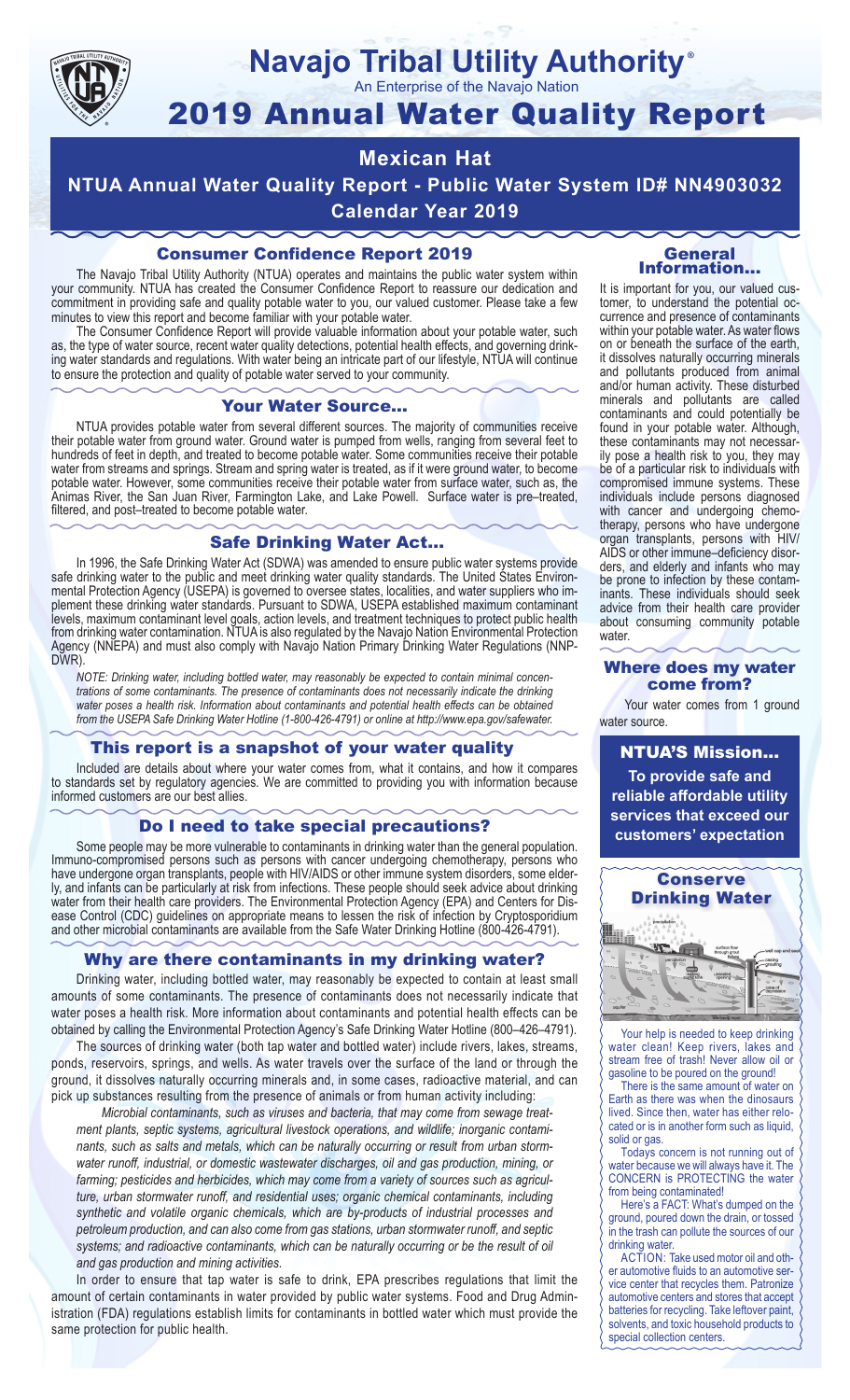# Navajo Tribal Utility Authority®

An Enterprise of the Navajo Nation

# 2019 Annual Water Quality Report

## Mexican Hat

## NTUA Annual Water Quality Report - Public Water System ID# NN4903032

## Calendar Year 2019

### Consumer Confidence Report 2019

The Navajo Tribal Utility Authority (NTUA) operates and maintains the public water system within your community. NTUA has created the Consumer Confidence Report to reassure our dedication and commitment in providing safe and quality potable water to you, our valued customer. Please take a few minutes to view this report and become familiar with your potable water.

The Consumer Confidence Report will provide valuable information about your potable water, such as, the type of water source, recent water quality detections, potential health effects, and governing drinking water standards and regulations. With water being an intricate part of our lifestyle, NTUA will continue to ensure the protection and quality of potable water served to your community.

### Your Water Source…

NTUA provides potable water from several different sources. The majority of communities receive their potable water from ground water. Ground water is pumped from wells, ranging from several feet to hundreds of feet in depth, and treated to become potable water. Some communities receive their potable water from streams and springs. Stream and spring water is treated, as if it were ground water, to become potable water. However, some communities receive their potable water from surface water, such as, the Animas River, the San Juan River, Farmington Lake, and Lake Powell. Surface water is pre–treated, filtered, and post–treated to become potable water.

### Safe Drinking Water Act…

In 1996, the Safe Drinking Water Act (SDWA) was amended to ensure public water systems provide safe drinking water to the public and meet drinking water quality standards. The United States Environmental Protection Agency (USEPA) is governed to oversee states, localities, and water suppliers who implement these drinking water standards. Pursuant to SDWA, USEPA established maximum contaminant levels, maximum contaminant level goals, action levels, and treatment techniques to protect public health from drinking water contamination. NTUA is also regulated by the Navajo Nation Environmental Protection Agency (NNEPA) and must also comply with Navajo Nation Primary Drinking Water Regulations (NNPDWR).

*NOTE: Drinking water, including bottled water, may reasonably be expected to contain minimal concentrations of some contaminants. The presence of contaminants does not necessarily indicate the drinking water poses a health risk. Information about contaminants and potential health effects can be obtained from the USEPA Safe Drinking Water Hotline (1-800-426-4791) or online at http://www.epa.gov/safewater.*

### This report is a snapshot of your water quality

Included are details about where your water comes from, what it contains, and how it compares to standards set by regulatory agencies. We are committed to providing you with information because informed customers are our best allies.

### Do I need to take special precautions?

Some people may be more vulnerable to contaminants in drinking water than the general population. Immuno-compromised persons such as persons with cancer undergoing chemotherapy, persons who have undergone organ transplants, people with HIV/AIDS or other immune system disorders, some elderly, and infants can be particularly at risk from infections. These people should seek advice about drinking water from their health care providers. The Environmental Protection Agency (EPA) and Centers for Disease Control (CDC) guidelines on appropriate means to lessen the risk of infection by Cryptosporidium and other microbial contaminants are available from the Safe Water Drinking Hotline (800-426-4791).

### Why are there contaminants in my drinking water?

Drinking water, including bottled water, may reasonably be expected to contain at least small amounts of some contaminants. The presence of contaminants does not necessarily indicate that water poses a health risk. More information about contaminants and potential health effects can be obtained by calling the Environmental Protection Agency's Safe Drinking Water Hotline (800–426–4791).

The sources of drinking water (both tap water and bottled water) include rivers, lakes, streams, ponds, reservoirs, springs, and wells. As water travels over the surface of the land or through the ground, it dissolves naturally occurring minerals and, in some cases, radioactive material, and can pick up substances resulting from the presence of animals or from human activity including:

*Microbial contaminants, such as viruses and bacteria, that may come from sewage treatment plants, septic systems, agricultural livestock operations, and wildlife; inorganic contaminants, such as salts and metals, which can be naturally occurring or result from urban stormwater runoff, industrial, or domestic wastewater discharges, oil and gas production, mining, or farming; pesticides and herbicides, which may come from a variety of sources such as agriculture, urban stormwater runoff, and residential uses; organic chemical contaminants, including synthetic and volatile organic chemicals, which are by-products of industrial processes and petroleum production, and can also come from gas stations, urban stormwater runoff, and septic systems; and radioactive contaminants, which can be naturally occurring or be the result of oil and gas production and mining activities.*

In order to ensure that tap water is safe to drink, EPA prescribes regulations that limit the amount of certain contaminants in water provided by public water systems. Food and Drug Administration (FDA) regulations establish limits for contaminants in bottled water which must provide the same protection for public health.

### General Information…

It is important for you, our valued customer, to understand the potential occurrence and presence of contaminants within your potable water. As water flows on or beneath the surface of the earth, it dissolves naturally occurring minerals and pollutants produced from animal and/or human activity. These disturbed minerals and pollutants are called contaminants and could potentially be found in your potable water. Although, these contaminants may not necessarily pose a health risk to you, they may be of a particular risk to individuals with compromised immune systems. These individuals include persons diagnosed with cancer and undergoing chemotherapy, persons who have undergone organ transplants, persons with HIV/AIDS or other immune–deficiency disorders, and elderly and infants who may be prone to infection by these contaminants. These individuals should seek advice from their health care provider about consuming community potable water.

### Where does my water come from?

Your water comes from 1 ground water source.

### NTUA'S Mission…

**To provide safe and reliable affordable utility services that exceed our customers' expectation**

### Conserve Drinking Water

Your help is needed to keep drinking water clean! Keep rivers, lakes and stream free of trash! Never allow oil or gasoline to be poured on the ground!

There is the same amount of water on Earth as there was when the dinosaurs lived. Since then, water has either relocated or is in another form such as liquid, solid or gas.

Todays concern is not running out of water because we will always have it. The CONCERN is PROTECTING the water from being contaminated!

Here's a FACT: What's dumped on the ground, poured down the drain, or tossed in the trash can pollute the sources of our drinking water.

ACTION: Take used motor oil and other automotive fluids to an automotive service center that recycles them. Patronize automotive centers and stores that accept batteries for recycling. Take leftover paint, solvents, and toxic household products to special collection centers.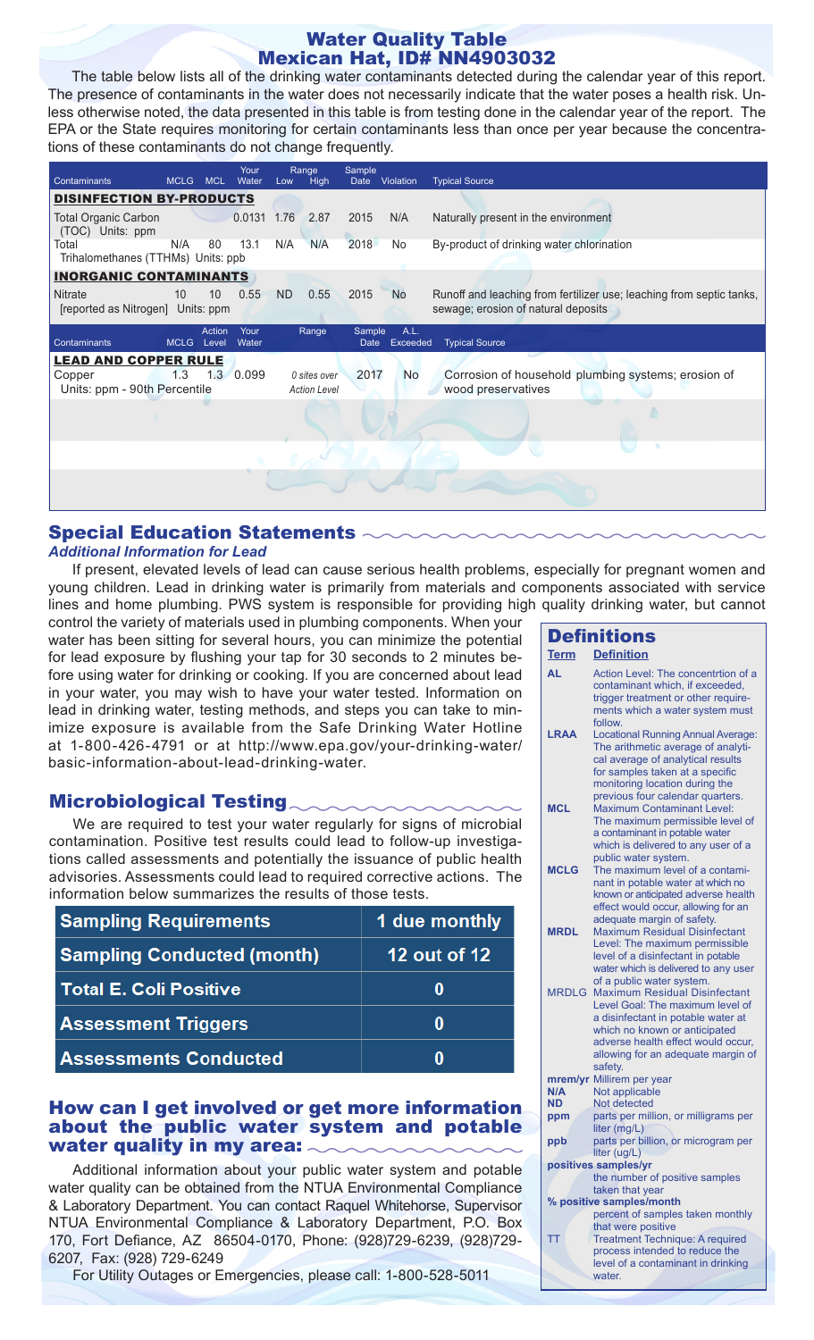# Water Quality Table
## Mexican Hat, ID# NN4903032

The table below lists all of the drinking water contaminants detected during the calendar year of this report. The presence of contaminants in the water does not necessarily indicate that the water poses a health risk. Unless otherwise noted, the data presented in this table is from testing done in the calendar year of the report. The EPA or the State requires monitoring for certain contaminants less than once per year because the concentrations of these contaminants do not change frequently.

| Contaminants | MCLG | MCL | Your Water | Range Low | Range High | Sample Date | Violation | Typical Source |
|---|---|---|---|---|---|---|---|---|
| **DISINFECTION BY-PRODUCTS** | | | | | | | | |
| Total Organic Carbon (TOC) Units: ppm | | | 0.0131 | 1.76 | 2.87 | 2015 | N/A | Naturally present in the environment |
| Total Trihalomethanes (TTHMs) Units: ppb | N/A | 80 | 13.1 | N/A | N/A | 2018 | No | By-product of drinking water chlorination |
| **INORGANIC CONTAMINANTS** | | | | | | | | |
| Nitrate [reported as Nitrogen] Units: ppm | 10 | 10 | 0.55 | ND | 0.55 | 2015 | No | Runoff and leaching from fertilizer use; leaching from septic tanks, sewage; erosion of natural deposits |

| Contaminants | MCLG | Action Level | Your Water | Range | Sample Date | A.L. Exceeded | Typical Source |
|---|---|---|---|---|---|---|---|
| **LEAD AND COPPER RULE** | | | | | | | |
| Copper Units: ppm - 90th Percentile | 1.3 | 1.3 | 0.099 | *0 sites over Action Level* | 2017 | No | Corrosion of household plumbing systems; erosion of wood preservatives |

## Special Education Statements

***Additional Information for Lead***

If present, elevated levels of lead can cause serious health problems, especially for pregnant women and young children. Lead in drinking water is primarily from materials and components associated with service lines and home plumbing. PWS system is responsible for providing high quality drinking water, but cannot control the variety of materials used in plumbing components. When your water has been sitting for several hours, you can minimize the potential for lead exposure by flushing your tap for 30 seconds to 2 minutes before using water for drinking or cooking. If you are concerned about lead in your water, you may wish to have your water tested. Information on lead in drinking water, testing methods, and steps you can take to minimize exposure is available from the Safe Drinking Water Hotline at 1-800-426-4791 or at http://www.epa.gov/your-drinking-water/basic-information-about-lead-drinking-water.

## Microbiological Testing

We are required to test your water regularly for signs of microbial contamination. Positive test results could lead to follow-up investigations called assessments and potentially the issuance of public health advisories. Assessments could lead to required corrective actions. The information below summarizes the results of those tests.

| | |
|---|---|
| **Sampling Requirements** | **1 due monthly** |
| **Sampling Conducted (month)** | **12 out of 12** |
| **Total E. Coli Positive** | **0** |
| **Assessment Triggers** | **0** |
| **Assessments Conducted** | **0** |

## How can I get involved or get more information about the public water system and potable water quality in my area:

Additional information about your public water system and potable water quality can be obtained from the NTUA Environmental Compliance & Laboratory Department. You can contact Raquel Whitehorse, Supervisor NTUA Environmental Compliance & Laboratory Department, P.O. Box 170, Fort Defiance, AZ 86504-0170, Phone: (928)729-6239, (928)729-6207, Fax: (928) 729-6249

For Utility Outages or Emergencies, please call: 1-800-528-5011

## Definitions

| Term | Definition |
|---|---|
| **AL** | Action Level: The concentrtion of a contaminant which, if exceeded, trigger treatment or other requirements which a water system must follow. |
| **LRAA** | Locational Running Annual Average: The arithmetic average of analytical results for samples taken at a specific monitoring location during the previous four calendar quarters. |
| **MCL** | Maximum Contaminant Level: The maximum permissible level of a contaminant in potable water which is delivered to any user of a public water system. |
| **MCLG** | The maximum level of a contaminant in potable water at which no known or anticipated adverse health effect would occur, allowing for an adequate margin of safety. |
| **MRDL** | Maximum Residual Disinfectant Level: The maximum permissible level of a disinfectant in potable water which is delivered to any user of a public water system. |
| **MRDLG** | Maximum Residual Disinfectant Level Goal: The maximum level of a disinfectant in potable water at which no known or anticipated adverse health effect would occur, allowing for an adequate margin of safety. |
| **mrem/yr** | Millirem per year |
| **N/A** | Not applicable |
| **ND** | Not detected |
| **ppm** | parts per million, or milligrams per liter (mg/L) |
| **ppb** | parts per billion, or microgram per liter (ug/L) |
| **positives samples/yr** | the number of positive samples taken that year |
| **% positive samples/month** | percent of samples taken monthly that were positive |
| **TT** | Treatment Technique: A required process intended to reduce the level of a contaminant in drinking water. |